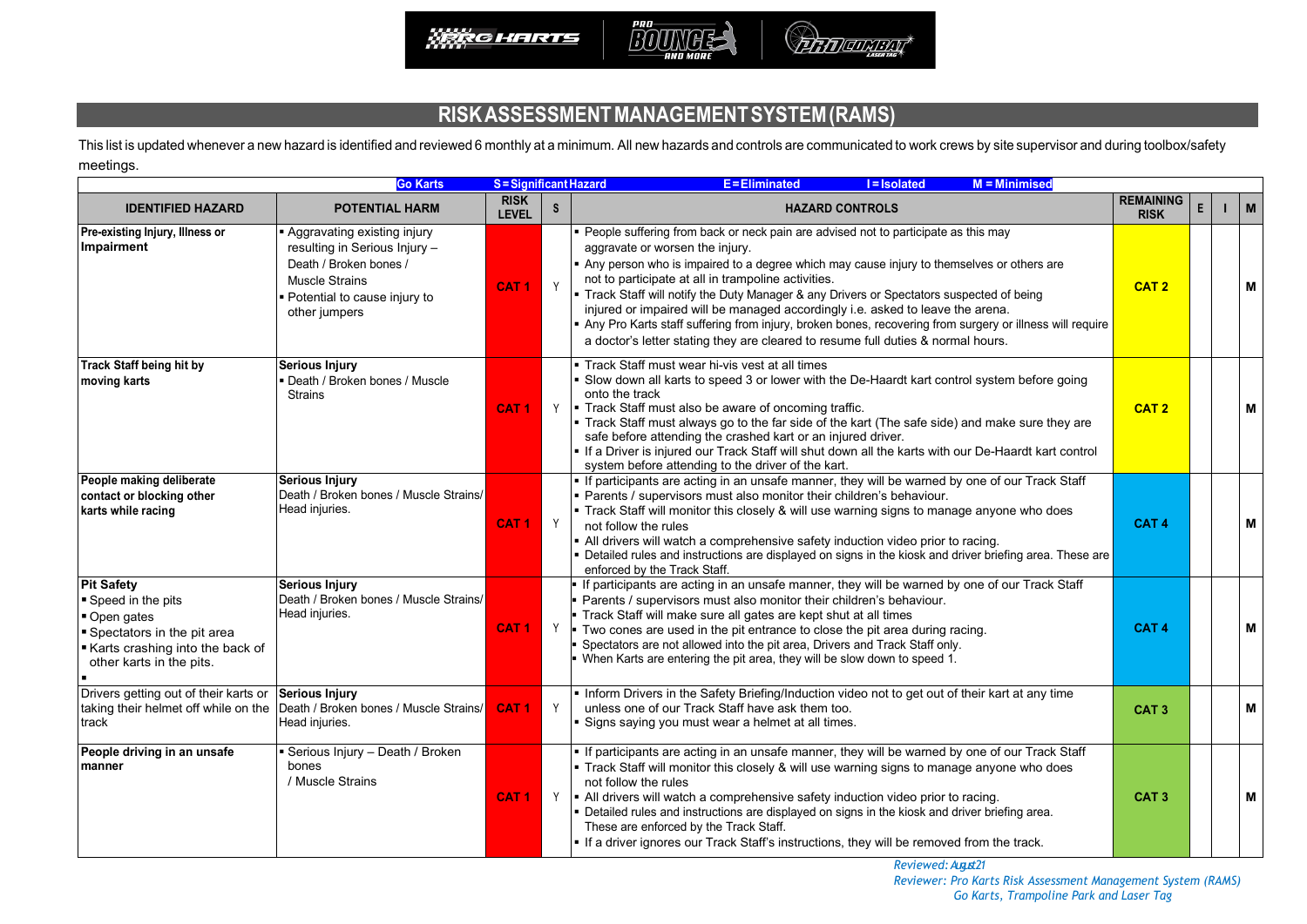# RISK ASSESSMENT MANAGEMENT SYSTEM (RAMS)

This list is updated whenever a new hazard is identified and reviewed 6 monthly at a minimum. All new hazards and controls are communicated to work crews by site supervisor and during toolbox/safety meetings.

**Go Karts** | **S = Significant Hazard** | **E = Eliminated** | **I = Isolated** | **M = Minimised**

| IDENTIFIED HAZARD | POTENTIAL HARM | RISK LEVEL | S | HAZARD CONTROLS | REMAINING RISK | E | I | M |
|---|---|---|---|---|---|---|---|---|
| **Pre-existing Injury, Illness or Impairment** | ▪ Aggravating existing injury resulting in Serious Injury – Death / Broken bones / Muscle Strains<br>▪ Potential to cause injury to other jumpers | CAT 1 | Y | ▪ People suffering from back or neck pain are advised not to participate as this may aggravate or worsen the injury.<br>▪ Any person who is impaired to a degree which may cause injury to themselves or others are not to participate at all in trampoline activities.<br>▪ Track Staff will notify the Duty Manager & any Drivers or Spectators suspected of being injured or impaired will be managed accordingly i.e. asked to leave the arena.<br>▪ Any Pro Karts staff suffering from injury, broken bones, recovering from surgery or illness will require a doctor's letter stating they are cleared to resume full duties & normal hours. | CAT 2 | | | M |
| **Track Staff being hit by moving karts** | **Serious Injury**<br>▪ Death / Broken bones / Muscle Strains | CAT 1 | Y | ▪ Track Staff must wear hi-vis vest at all times<br>▪ Slow down all karts to speed 3 or lower with the De-Haardt kart control system before going onto the track<br>▪ Track Staff must also be aware of oncoming traffic.<br>▪ Track Staff must always go to the far side of the kart (The safe side) and make sure they are safe before attending the crashed kart or an injured driver.<br>▪ If a Driver is injured our Track Staff will shut down all the karts with our De-Haardt kart control system before attending to the driver of the kart. | CAT 2 | | | M |
| **People making deliberate contact or blocking other karts while racing** | **Serious Injury**<br>Death / Broken bones / Muscle Strains/ Head injuries. | CAT 1 | Y | ▪ If participants are acting in an unsafe manner, they will be warned by one of our Track Staff<br>▪ Parents / supervisors must also monitor their children's behaviour.<br>▪ Track Staff will monitor this closely & will use warning signs to manage anyone who does not follow the rules<br>▪ All drivers will watch a comprehensive safety induction video prior to racing.<br>▪ Detailed rules and instructions are displayed on signs in the kiosk and driver briefing area. These are enforced by the Track Staff. | CAT 4 | | | M |
| **Pit Safety**<br>▪ Speed in the pits<br>▪ Open gates<br>▪ Spectators in the pit area<br>▪ Karts crashing into the back of other karts in the pits.<br>▪ | **Serious Injury**<br>Death / Broken bones / Muscle Strains/ Head injuries. | CAT 1 | Y | ▪ If participants are acting in an unsafe manner, they will be warned by one of our Track Staff<br>▪ Parents / supervisors must also monitor their children's behaviour.<br>▪ Track Staff will make sure all gates are kept shut at all times<br>▪ Two cones are used in the pit entrance to close the pit area during racing.<br>▪ Spectators are not allowed into the pit area, Drivers and Track Staff only.<br>▪ When Karts are entering the pit area, they will be slow down to speed 1. | CAT 4 | | | M |
| Drivers getting out of their karts or taking their helmet off while on the track | **Serious Injury**<br>Death / Broken bones / Muscle Strains/ Head injuries. | CAT 1 | Y | ▪ Inform Drivers in the Safety Briefing/Induction video not to get out of their kart at any time unless one of our Track Staff have ask them too.<br>▪ Signs saying you must wear a helmet at all times. | CAT 3 | | | M |
| **People driving in an unsafe manner** | ▪ Serious Injury – Death / Broken bones / Muscle Strains | CAT 1 | Y | ▪ If participants are acting in an unsafe manner, they will be warned by one of our Track Staff<br>▪ Track Staff will monitor this closely & will use warning signs to manage anyone who does not follow the rules<br>▪ All drivers will watch a comprehensive safety induction video prior to racing.<br>▪ Detailed rules and instructions are displayed on signs in the kiosk and driver briefing area. These are enforced by the Track Staff.<br>▪ If a driver ignores our Track Staff's instructions, they will be removed from the track. | CAT 3 | | | M |

*Reviewed: August 21*
*Reviewer: Pro Karts Risk Assessment Management System (RAMS) Go Karts, Trampoline Park and Laser Tag*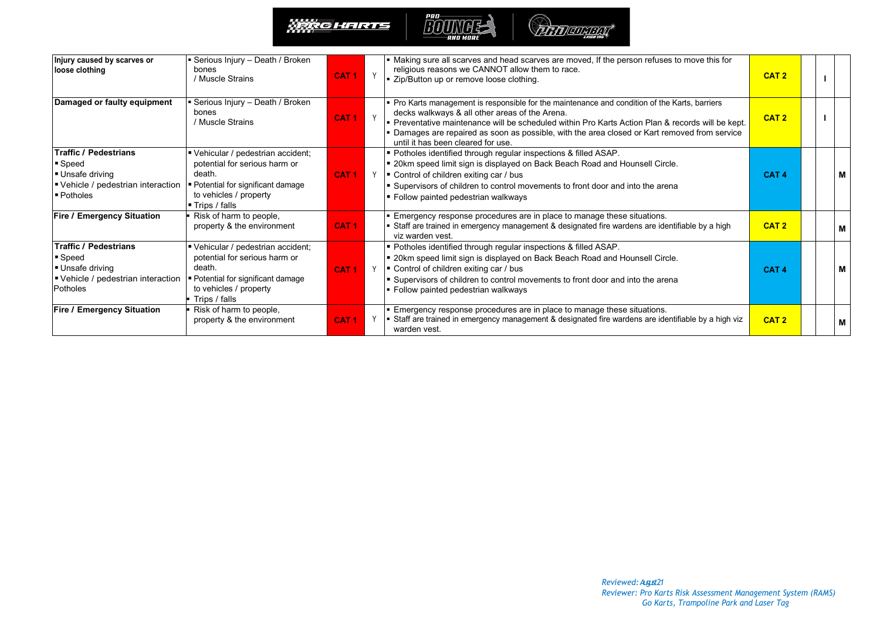| | | | | | | | |
|---|---|---|---|---|---|---|---|
| **Injury caused by scarves or loose clothing** | ▪ Serious Injury – Death / Broken bones / Muscle Strains | **CAT 1** | Y | ▪ Making sure all scarves and head scarves are moved, If the person refuses to move this for religious reasons we CANNOT allow them to race.<br>▪ Zip/Button up or remove loose clothing. | **CAT 2** | **I** | |
| **Damaged or faulty equipment** | ▪ Serious Injury – Death / Broken bones / Muscle Strains | **CAT 1** | Y | ▪ Pro Karts management is responsible for the maintenance and condition of the Karts, barriers decks walkways & all other areas of the Arena.<br>▪ Preventative maintenance will be scheduled within Pro Karts Action Plan & records will be kept.<br>▪ Damages are repaired as soon as possible, with the area closed or Kart removed from service until it has been cleared for use. | **CAT 2** | **I** | |
| **Traffic / Pedestrians**<br>▪ Speed<br>▪ Unsafe driving<br>▪ Vehicle / pedestrian interaction<br>▪ Potholes | ▪ Vehicular / pedestrian accident; potential for serious harm or death.<br>▪ Potential for significant damage to vehicles / property<br>▪ Trips / falls | **CAT 1** | Y | ▪ Potholes identified through regular inspections & filled ASAP.<br>▪ 20km speed limit sign is displayed on Back Beach Road and Hounsell Circle.<br>▪ Control of children exiting car / bus<br>▪ Supervisors of children to control movements to front door and into the arena<br>▪ Follow painted pedestrian walkways | **CAT 4** | | **M** |
| **Fire / Emergency Situation** | ▪ Risk of harm to people, property & the environment | **CAT 1** | | ▪ Emergency response procedures are in place to manage these situations.<br>▪ Staff are trained in emergency management & designated fire wardens are identifiable by a high viz warden vest. | **CAT 2** | | **M** |
| **Traffic / Pedestrians**<br>▪ Speed<br>▪ Unsafe driving<br>▪ Vehicle / pedestrian interaction<br>Potholes | ▪ Vehicular / pedestrian accident; potential for serious harm or death.<br>▪ Potential for significant damage to vehicles / property<br>▪ Trips / falls | **CAT 1** | Y | ▪ Potholes identified through regular inspections & filled ASAP.<br>▪ 20km speed limit sign is displayed on Back Beach Road and Hounsell Circle.<br>▪ Control of children exiting car / bus<br>▪ Supervisors of children to control movements to front door and into the arena<br>▪ Follow painted pedestrian walkways | **CAT 4** | | **M** |
| **Fire / Emergency Situation** | ▪ Risk of harm to people, property & the environment | **CAT 1** | Y | ▪ Emergency response procedures are in place to manage these situations.<br>▪ Staff are trained in emergency management & designated fire wardens are identifiable by a high viz warden vest. | **CAT 2** | | **M** |

*Reviewed: August 21*
*Reviewer: Pro Karts Risk Assessment Management System (RAMS) Go Karts, Trampoline Park and Laser Tag*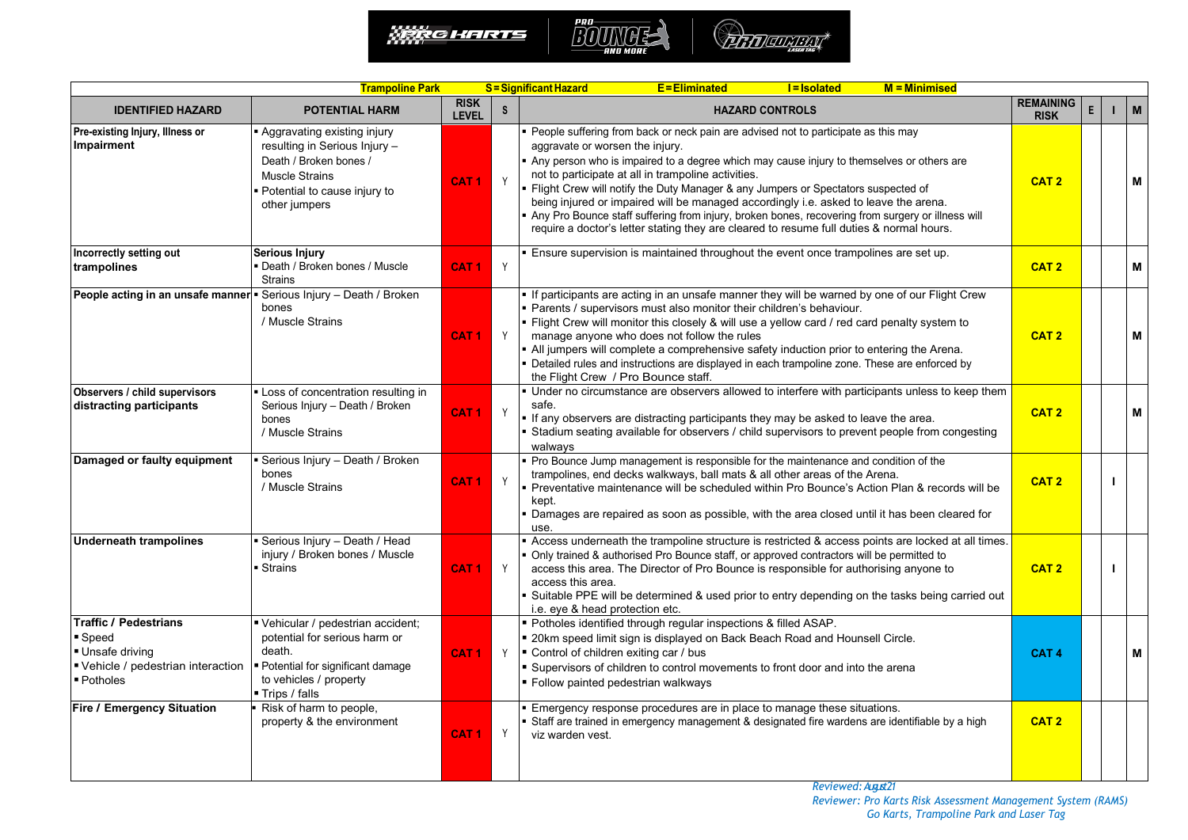| Trampoline Park | | | S = Significant Hazard | E = Eliminated / I = Isolated / M = Minimised | | | | |
|---|---|---|---|---|---|---|---|---|
| **IDENTIFIED HAZARD** | **POTENTIAL HARM** | **RISK LEVEL** | **S** | **HAZARD CONTROLS** | **REMAINING RISK** | **E** | **I** | **M** |
| **Pre-existing Injury, Illness or Impairment** | ▪ Aggravating existing injury resulting in Serious Injury – Death / Broken bones / Muscle Strains<br>▪ Potential to cause injury to other jumpers | **CAT 1** | Y | ▪ People suffering from back or neck pain are advised not to participate as this may aggravate or worsen the injury.<br>▪ Any person who is impaired to a degree which may cause injury to themselves or others are not to participate at all in trampoline activities.<br>▪ Flight Crew will notify the Duty Manager & any Jumpers or Spectators suspected of being injured or impaired will be managed accordingly i.e. asked to leave the arena.<br>▪ Any Pro Bounce staff suffering from injury, broken bones, recovering from surgery or illness will require a doctor's letter stating they are cleared to resume full duties & normal hours. | **CAT 2** | | | **M** |
| **Incorrectly setting out trampolines** | **Serious Injury**<br>▪ Death / Broken bones / Muscle Strains | **CAT 1** | Y | ▪ Ensure supervision is maintained throughout the event once trampolines are set up. | **CAT 2** | | | **M** |
| **People acting in an unsafe manner** | ▪ Serious Injury – Death / Broken bones / Muscle Strains | **CAT 1** | Y | ▪ If participants are acting in an unsafe manner they will be warned by one of our Flight Crew<br>▪ Parents / supervisors must also monitor their children's behaviour.<br>▪ Flight Crew will monitor this closely & will use a yellow card / red card penalty system to manage anyone who does not follow the rules<br>▪ All jumpers will complete a comprehensive safety induction prior to entering the Arena.<br>▪ Detailed rules and instructions are displayed in each trampoline zone. These are enforced by the Flight Crew / Pro Bounce staff. | **CAT 2** | | | **M** |
| **Observers / child supervisors distracting participants** | ▪ Loss of concentration resulting in Serious Injury – Death / Broken bones / Muscle Strains | **CAT 1** | Y | ▪ Under no circumstance are observers allowed to interfere with participants unless to keep them safe.<br>▪ If any observers are distracting participants they may be asked to leave the area.<br>▪ Stadium seating available for observers / child supervisors to prevent people from congesting walkways | **CAT 2** | | | **M** |
| **Damaged or faulty equipment** | ▪ Serious Injury – Death / Broken bones / Muscle Strains | **CAT 1** | Y | ▪ Pro Bounce Jump management is responsible for the maintenance and condition of the trampolines, end decks walkways, ball mats & all other areas of the Arena.<br>▪ Preventative maintenance will be scheduled within Pro Bounce's Action Plan & records will be kept.<br>▪ Damages are repaired as soon as possible, with the area closed until it has been cleared for use. | **CAT 2** | | **I** | |
| **Underneath trampolines** | ▪ Serious Injury – Death / Head injury / Broken bones / Muscle<br>▪ Strains | **CAT 1** | Y | ▪ Access underneath the trampoline structure is restricted & access points are locked at all times.<br>▪ Only trained & authorised Pro Bounce staff, or approved contractors will be permitted to access this area. The Director of Pro Bounce is responsible for authorising anyone to access this area.<br>▪ Suitable PPE will be determined & used prior to entry depending on the tasks being carried out i.e. eye & head protection etc. | **CAT 2** | | **I** | |
| **Traffic / Pedestrians**<br>▪ Speed<br>▪ Unsafe driving<br>▪ Vehicle / pedestrian interaction<br>▪ Potholes | ▪ Vehicular / pedestrian accident; potential for serious harm or death.<br>▪ Potential for significant damage to vehicles / property<br>▪ Trips / falls | **CAT 1** | Y | ▪ Potholes identified through regular inspections & filled ASAP.<br>▪ 20km speed limit sign is displayed on Back Beach Road and Hounsell Circle.<br>▪ Control of children exiting car / bus<br>▪ Supervisors of children to control movements to front door and into the arena<br>▪ Follow painted pedestrian walkways | **CAT 4** | | | **M** |
| **Fire / Emergency Situation** | ▪ Risk of harm to people, property & the environment | **CAT 1** | Y | ▪ Emergency response procedures are in place to manage these situations.<br>▪ Staff are trained in emergency management & designated fire wardens are identifiable by a high viz warden vest. | **CAT 2** | | | |

*Reviewed: August 21*
*Reviewer: Pro Karts Risk Assessment Management System (RAMS)*
*Go Karts, Trampoline Park and Laser Tag*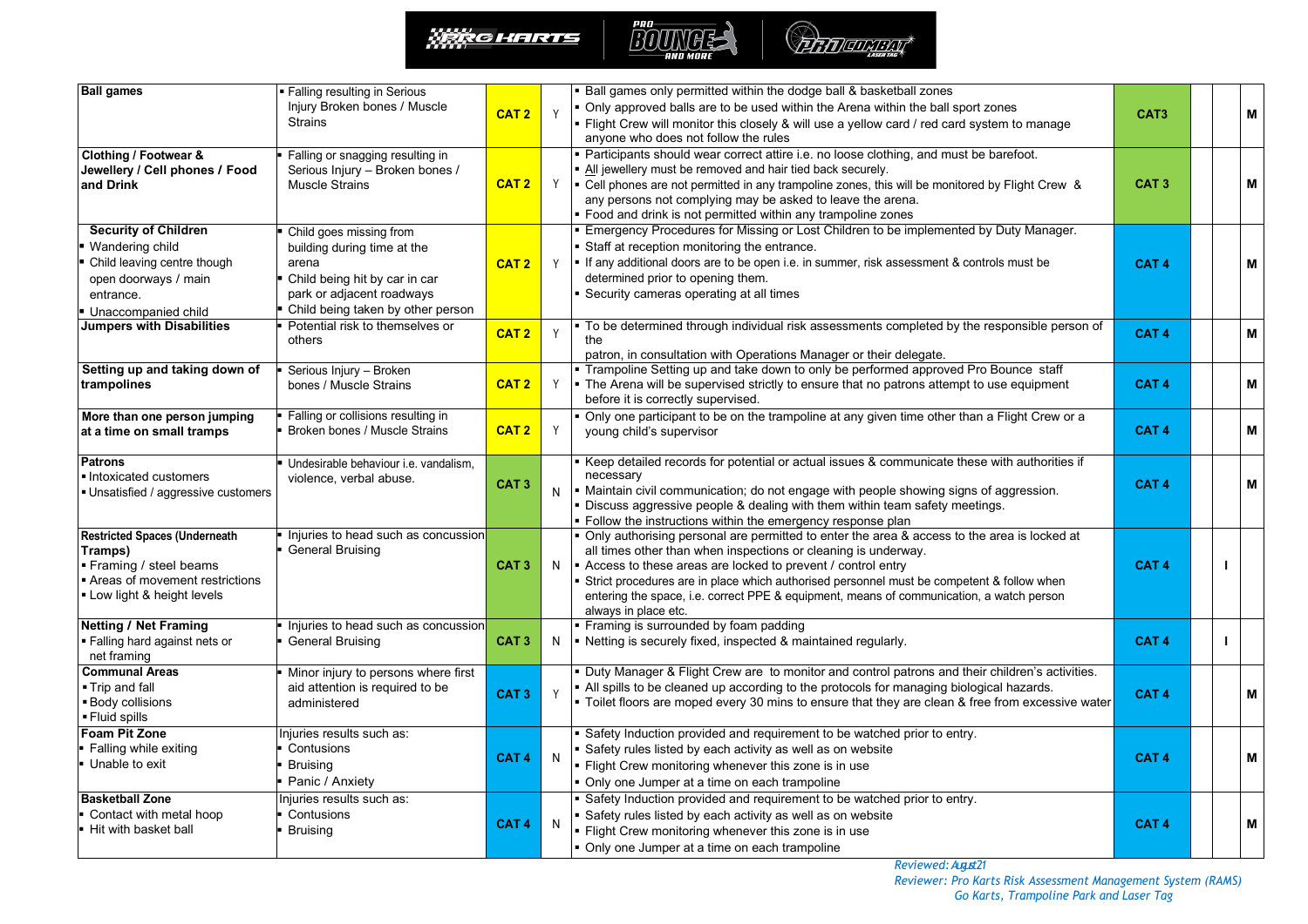| | | | | | | | |
|---|---|---|---|---|---|---|---|
| **Ball games** | ▪ Falling resulting in Serious Injury Broken bones / Muscle Strains | **CAT 2** | Y | ▪ Ball games only permitted within the dodge ball & basketball zones<br>▪ Only approved balls are to be used within the Arena within the ball sport zones<br>▪ Flight Crew will monitor this closely & will use a yellow card / red card system to manage anyone who does not follow the rules | **CAT3** | | **M** |
| **Clothing / Footwear & Jewellery / Cell phones / Food and Drink** | ▪ Falling or snagging resulting in Serious Injury – Broken bones / Muscle Strains | **CAT 2** | Y | ▪ Participants should wear correct attire i.e. no loose clothing, and must be barefoot.<br>▪ All jewellery must be removed and hair tied back securely.<br>▪ Cell phones are not permitted in any trampoline zones, this will be monitored by Flight Crew & any persons not complying may be asked to leave the arena.<br>▪ Food and drink is not permitted within any trampoline zones | **CAT 3** | | **M** |
| **Security of Children**<br>▪ Wandering child<br>▪ Child leaving centre though open doorways / main entrance.<br>▪ Unaccompanied child | ▪ Child goes missing from building during time at the arena<br>▪ Child being hit by car in car park or adjacent roadways<br>▪ Child being taken by other person | **CAT 2** | Y | ▪ Emergency Procedures for Missing or Lost Children to be implemented by Duty Manager.<br>▪ Staff at reception monitoring the entrance.<br>▪ If any additional doors are to be open i.e. in summer, risk assessment & controls must be determined prior to opening them.<br>▪ Security cameras operating at all times | **CAT 4** | | **M** |
| **Jumpers with Disabilities** | ▪ Potential risk to themselves or others | **CAT 2** | Y | ▪ To be determined through individual risk assessments completed by the responsible person of the patron, in consultation with Operations Manager or their delegate. | **CAT 4** | | **M** |
| **Setting up and taking down of trampolines** | ▪ Serious Injury – Broken bones / Muscle Strains | **CAT 2** | Y | ▪ Trampoline Setting up and take down to only be performed approved Pro Bounce staff<br>▪ The Arena will be supervised strictly to ensure that no patrons attempt to use equipment before it is correctly supervised. | **CAT 4** | | **M** |
| **More than one person jumping at a time on small tramps** | ▪ Falling or collisions resulting in<br>▪ Broken bones / Muscle Strains | **CAT 2** | Y | ▪ Only one participant to be on the trampoline at any given time other than a Flight Crew or a young child's supervisor | **CAT 4** | | **M** |
| **Patrons**<br>▪ Intoxicated customers<br>▪ Unsatisfied / aggressive customers | ▪ Undesirable behaviour i.e. vandalism, violence, verbal abuse. | **CAT 3** | N | ▪ Keep detailed records for potential or actual issues & communicate these with authorities if necessary<br>▪ Maintain civil communication; do not engage with people showing signs of aggression.<br>▪ Discuss aggressive people & dealing with them within team safety meetings.<br>▪ Follow the instructions within the emergency response plan | **CAT 4** | | **M** |
| **Restricted Spaces (Underneath Tramps)**<br>▪ Framing / steel beams<br>▪ Areas of movement restrictions<br>▪ Low light & height levels | ▪ Injuries to head such as concussion<br>▪ General Bruising | **CAT 3** | N | ▪ Only authorising personal are permitted to enter the area & access to the area is locked at all times other than when inspections or cleaning is underway.<br>▪ Access to these areas are locked to prevent / control entry<br>▪ Strict procedures are in place which authorised personnel must be competent & follow when entering the space, i.e. correct PPE & equipment, means of communication, a watch person always in place etc. | **CAT 4** | **I** | |
| **Netting / Net Framing**<br>▪ Falling hard against nets or net framing | ▪ Injuries to head such as concussion<br>▪ General Bruising | **CAT 3** | N | ▪ Framing is surrounded by foam padding<br>▪ Netting is securely fixed, inspected & maintained regularly. | **CAT 4** | **I** | |
| **Communal Areas**<br>▪ Trip and fall<br>▪ Body collisions<br>▪ Fluid spills | ▪ Minor injury to persons where first aid attention is required to be administered | **CAT 3** | Y | ▪ Duty Manager & Flight Crew are to monitor and control patrons and their children's activities.<br>▪ All spills to be cleaned up according to the protocols for managing biological hazards.<br>▪ Toilet floors are moped every 30 mins to ensure that they are clean & free from excessive water | **CAT 4** | | **M** |
| **Foam Pit Zone**<br>▪ Falling while exiting<br>▪ Unable to exit | Injuries results such as:<br>▪ Contusions<br>▪ Bruising<br>▪ Panic / Anxiety | **CAT 4** | N | ▪ Safety Induction provided and requirement to be watched prior to entry.<br>▪ Safety rules listed by each activity as well as on website<br>▪ Flight Crew monitoring whenever this zone is in use<br>▪ Only one Jumper at a time on each trampoline | **CAT 4** | | **M** |
| **Basketball Zone**<br>▪ Contact with metal hoop<br>▪ Hit with basket ball | Injuries results such as:<br>▪ Contusions<br>▪ Bruising | **CAT 4** | N | ▪ Safety Induction provided and requirement to be watched prior to entry.<br>▪ Safety rules listed by each activity as well as on website<br>▪ Flight Crew monitoring whenever this zone is in use<br>▪ Only one Jumper at a time on each trampoline | **CAT 4** | | **M** |

*Reviewed: August 21*
*Reviewer: Pro Karts Risk Assessment Management System (RAMS) Go Karts, Trampoline Park and Laser Tag*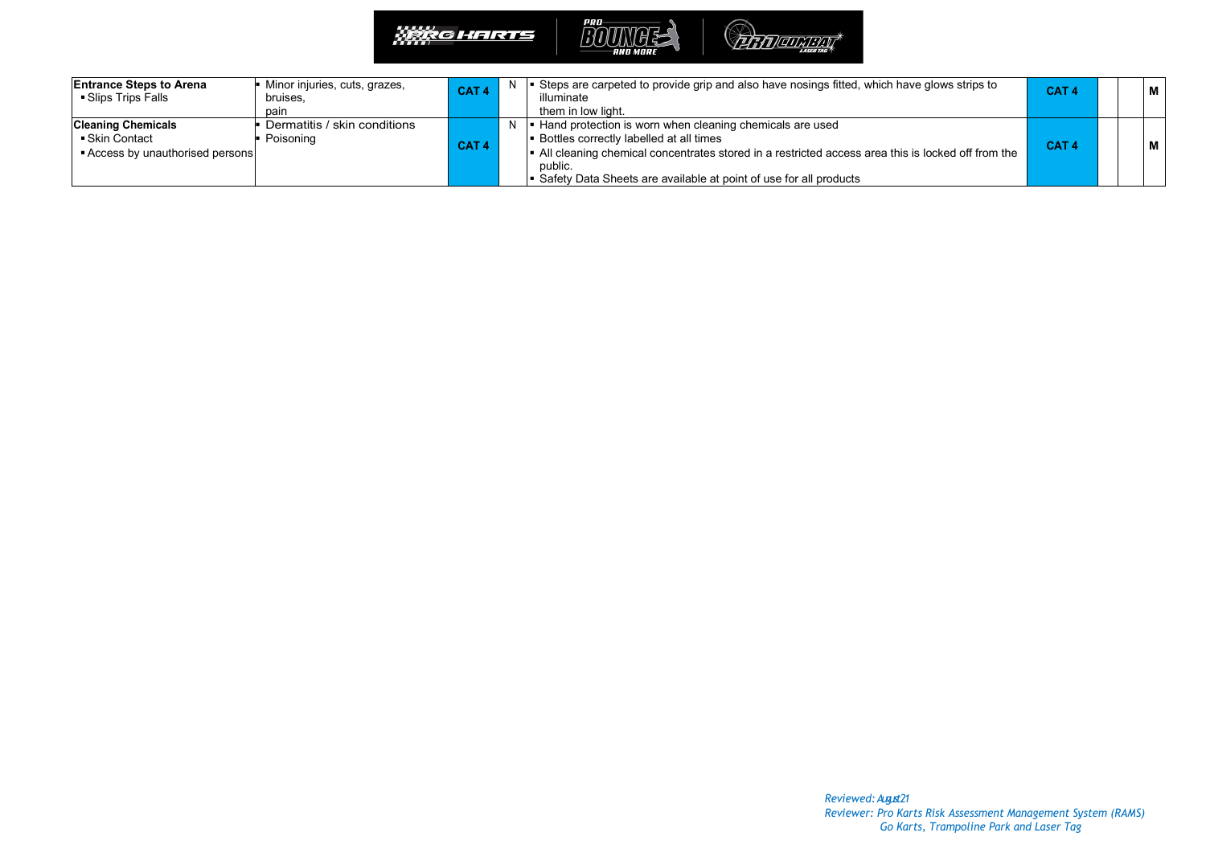| | | | | | | | | |
|---|---|---|---|---|---|---|---|---|
| **Entrance Steps to Arena**<br>▪ Slips Trips Falls | ▪ Minor injuries, cuts, grazes, bruises, pain | **CAT 4** | N | ▪ Steps are carpeted to provide grip and also have nosings fitted, which have glows strips to illuminate them in low light. | **CAT 4** | | | **M** |
| **Cleaning Chemicals**<br>▪ Skin Contact<br>▪ Access by unauthorised persons | ▪ Dermatitis / skin conditions<br>▪ Poisoning | **CAT 4** | N | ▪ Hand protection is worn when cleaning chemicals are used<br>▪ Bottles correctly labelled at all times<br>▪ All cleaning chemical concentrates stored in a restricted access area this is locked off from the public.<br>▪ Safety Data Sheets are available at point of use for all products | **CAT 4** | | | **M** |

*Reviewed: August 21*
*Reviewer: Pro Karts Risk Assessment Management System (RAMS)*
*Go Karts, Trampoline Park and Laser Tag*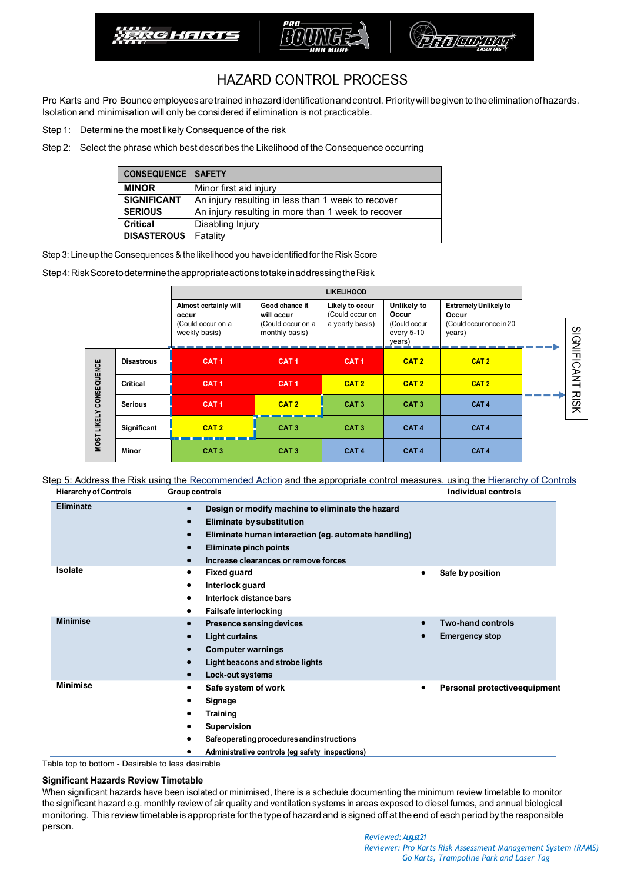# HAZARD CONTROL PROCESS

Pro Karts and Pro Bounce employees are trained in hazard identification and control. Priority will be given to the elimination of hazards. Isolation and minimisation will only be considered if elimination is not practicable.

Step 1: Determine the most likely Consequence of the risk

Step 2: Select the phrase which best describes the Likelihood of the Consequence occurring

| CONSEQUENCE | SAFETY |
|---|---|
| MINOR | Minor first aid injury |
| SIGNIFICANT | An injury resulting in less than 1 week to recover |
| SERIOUS | An injury resulting in more than 1 week to recover |
| Critical | Disabling Injury |
| DISASTEROUS | Fatality |

Step 3: Line up the Consequences & the likelihood you have identified for the Risk Score

Step 4: Risk Score to determine the appropriate actions to take in addressing the Risk

| MOST LIKELY CONSEQUENCE | LIKELIHOOD | | | | |
|---|---|---|---|---|---|
| | Almost certainly will occur (Could occur on a weekly basis) | Good chance it will occur (Could occur on a monthly basis) | Likely to occur (Could occur on a yearly basis) | Unlikely to Occur (Could occur every 5-10 years) | Extremely Unlikely to Occur (Could occur once in 20 years) |
| Disastrous | CAT 1 | CAT 1 | CAT 1 | CAT 2 | CAT 2 |
| Critical | CAT 1 | CAT 1 | CAT 2 | CAT 2 | CAT 2 |
| Serious | CAT 1 | CAT 2 | CAT 3 | CAT 3 | CAT 4 |
| Significant | CAT 2 | CAT 3 | CAT 3 | CAT 4 | CAT 4 |
| Minor | CAT 3 | CAT 3 | CAT 4 | CAT 4 | CAT 4 |

SIGNIFICANT RISK

Step 5: Address the Risk using the Recommended Action and the appropriate control measures, using the Hierarchy of Controls

| Hierarchy of Controls | Group controls | Individual controls |
|---|---|---|
| Eliminate | • Design or modify machine to eliminate the hazard<br>• Eliminate by substitution<br>• Eliminate human interaction (eg. automate handling)<br>• Eliminate pinch points<br>• Increase clearances or remove forces | |
| Isolate | • Fixed guard<br>• Interlock guard<br>• Interlock distance bars<br>• Failsafe interlocking | • Safe by position |
| Minimise | • Presence sensing devices<br>• Light curtains<br>• Computer warnings<br>• Light beacons and strobe lights<br>• Lock-out systems | • Two-hand controls<br>• Emergency stop |
| Minimise | • Safe system of work<br>• Signage<br>• Training<br>• Supervision<br>• Safe operating procedures and instructions<br>• Administrative controls (eg safety inspections) | • Personal protective equipment |

Table top to bottom - Desirable to less desirable

**Significant Hazards Review Timetable**

When significant hazards have been isolated or minimised, there is a schedule documenting the minimum review timetable to monitor the significant hazard e.g. monthly review of air quality and ventilation systems in areas exposed to diesel fumes, and annual biological monitoring. This review timetable is appropriate for the type of hazard and is signed off at the end of each period by the responsible person.

*Reviewed: August 21*
*Reviewer: Pro Karts Risk Assessment Management System (RAMS)*
*Go Karts, Trampoline Park and Laser Tag*